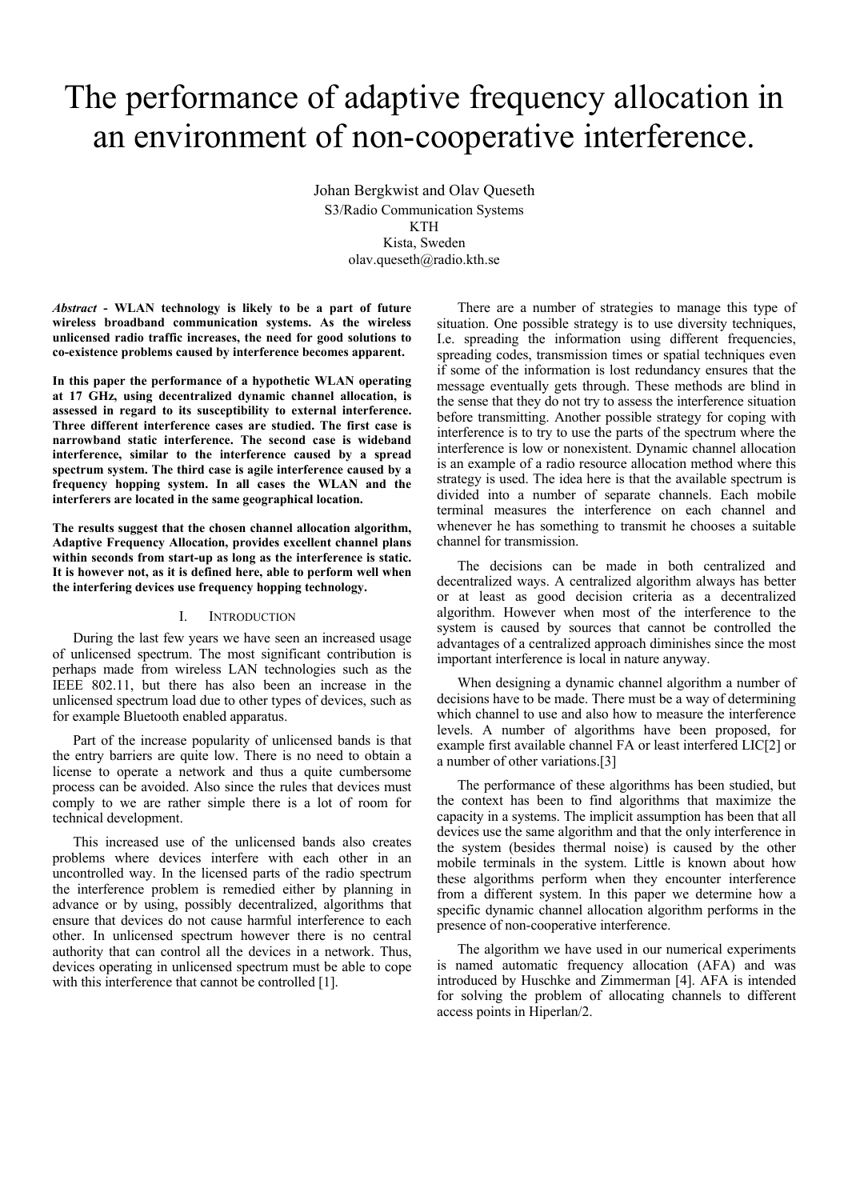# The performance of adaptive frequency allocation in an environment of non-cooperative interference.

Johan Bergkwist and Olav Queseth
S3/Radio Communication Systems
KTH
Kista, Sweden
olav.queseth@radio.kth.se

***Abstract*** **- WLAN technology is likely to be a part of future wireless broadband communication systems. As the wireless unlicensed radio traffic increases, the need for good solutions to co-existence problems caused by interference becomes apparent.**

**In this paper the performance of a hypothetic WLAN operating at 17 GHz, using decentralized dynamic channel allocation, is assessed in regard to its susceptibility to external interference. Three different interference cases are studied. The first case is narrowband static interference. The second case is wideband interference, similar to the interference caused by a spread spectrum system. The third case is agile interference caused by a frequency hopping system. In all cases the WLAN and the interferers are located in the same geographical location.**

**The results suggest that the chosen channel allocation algorithm, Adaptive Frequency Allocation, provides excellent channel plans within seconds from start-up as long as the interference is static. It is however not, as it is defined here, able to perform well when the interfering devices use frequency hopping technology.**

## I. Introduction

During the last few years we have seen an increased usage of unlicensed spectrum. The most significant contribution is perhaps made from wireless LAN technologies such as the IEEE 802.11, but there has also been an increase in the unlicensed spectrum load due to other types of devices, such as for example Bluetooth enabled apparatus.

Part of the increase popularity of unlicensed bands is that the entry barriers are quite low. There is no need to obtain a license to operate a network and thus a quite cumbersome process can be avoided. Also since the rules that devices must comply to we are rather simple there is a lot of room for technical development.

This increased use of the unlicensed bands also creates problems where devices interfere with each other in an uncontrolled way. In the licensed parts of the radio spectrum the interference problem is remedied either by planning in advance or by using, possibly decentralized, algorithms that ensure that devices do not cause harmful interference to each other. In unlicensed spectrum however there is no central authority that can control all the devices in a network. Thus, devices operating in unlicensed spectrum must be able to cope with this interference that cannot be controlled [1].

There are a number of strategies to manage this type of situation. One possible strategy is to use diversity techniques, I.e. spreading the information using different frequencies, spreading codes, transmission times or spatial techniques even if some of the information is lost redundancy ensures that the message eventually gets through. These methods are blind in the sense that they do not try to assess the interference situation before transmitting. Another possible strategy for coping with interference is to try to use the parts of the spectrum where the interference is low or nonexistent. Dynamic channel allocation is an example of a radio resource allocation method where this strategy is used. The idea here is that the available spectrum is divided into a number of separate channels. Each mobile terminal measures the interference on each channel and whenever he has something to transmit he chooses a suitable channel for transmission.

The decisions can be made in both centralized and decentralized ways. A centralized algorithm always has better or at least as good decision criteria as a decentralized algorithm. However when most of the interference to the system is caused by sources that cannot be controlled the advantages of a centralized approach diminishes since the most important interference is local in nature anyway.

When designing a dynamic channel algorithm a number of decisions have to be made. There must be a way of determining which channel to use and also how to measure the interference levels. A number of algorithms have been proposed, for example first available channel FA or least interfered LIC[2] or a number of other variations.[3]

The performance of these algorithms has been studied, but the context has been to find algorithms that maximize the capacity in a systems. The implicit assumption has been that all devices use the same algorithm and that the only interference in the system (besides thermal noise) is caused by the other mobile terminals in the system. Little is known about how these algorithms perform when they encounter interference from a different system. In this paper we determine how a specific dynamic channel allocation algorithm performs in the presence of non-cooperative interference.

The algorithm we have used in our numerical experiments is named automatic frequency allocation (AFA) and was introduced by Huschke and Zimmerman [4]. AFA is intended for solving the problem of allocating channels to different access points in Hiperlan/2.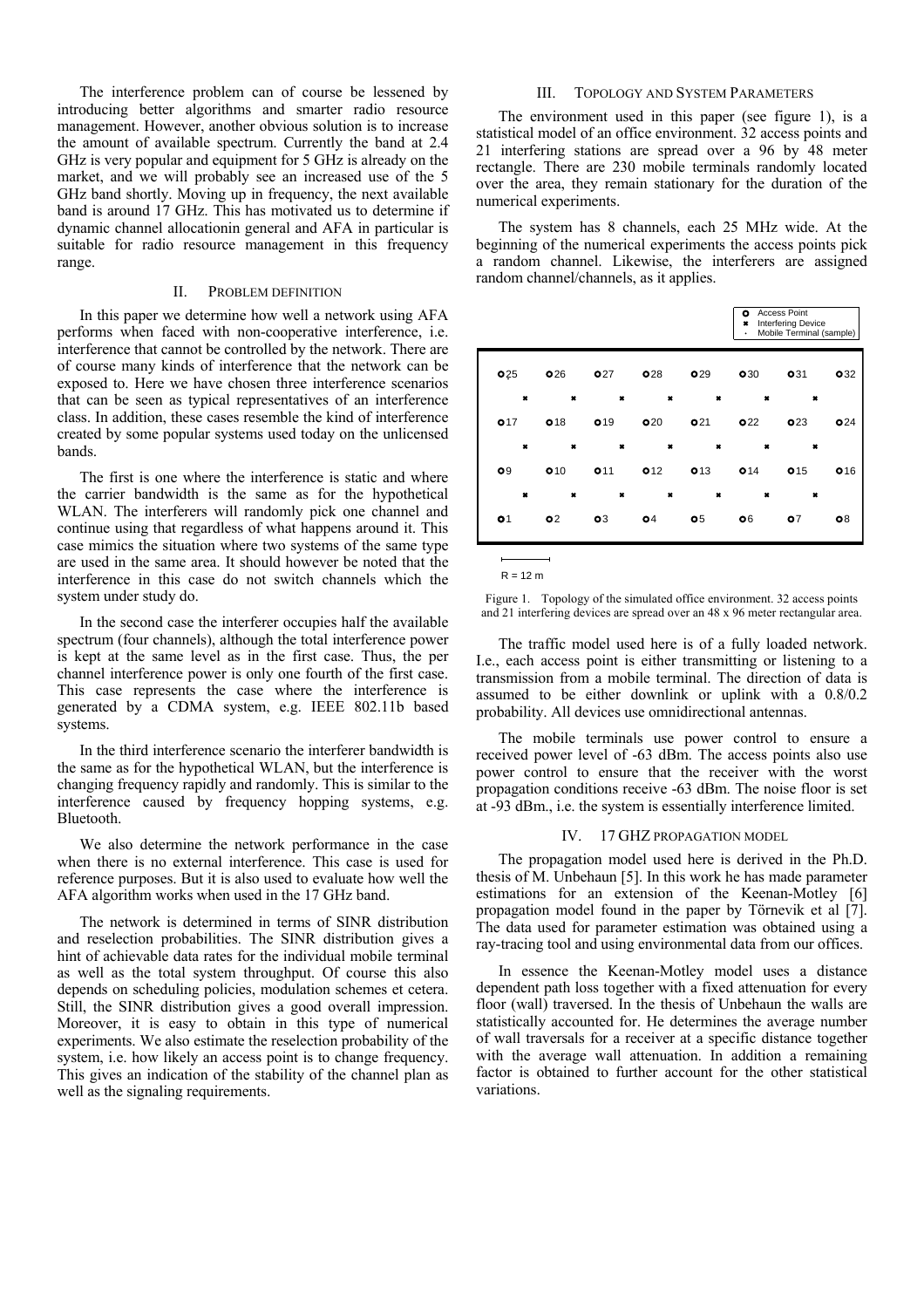The interference problem can of course be lessened by introducing better algorithms and smarter radio resource management. However, another obvious solution is to increase the amount of available spectrum. Currently the band at 2.4 GHz is very popular and equipment for 5 GHz is already on the market, and we will probably see an increased use of the 5 GHz band shortly. Moving up in frequency, the next available band is around 17 GHz. This has motivated us to determine if dynamic channel allocationin general and AFA in particular is suitable for radio resource management in this frequency range.

## II. Problem definition

In this paper we determine how well a network using AFA performs when faced with non-cooperative interference, i.e. interference that cannot be controlled by the network. There are of course many kinds of interference that the network can be exposed to. Here we have chosen three interference scenarios that can be seen as typical representatives of an interference class. In addition, these cases resemble the kind of interference created by some popular systems used today on the unlicensed bands.

The first is one where the interference is static and where the carrier bandwidth is the same as for the hypothetical WLAN. The interferers will randomly pick one channel and continue using that regardless of what happens around it. This case mimics the situation where two systems of the same type are used in the same area. It should however be noted that the interference in this case do not switch channels which the system under study do.

In the second case the interferer occupies half the available spectrum (four channels), although the total interference power is kept at the same level as in the first case. Thus, the per channel interference power is only one fourth of the first case. This case represents the case where the interference is generated by a CDMA system, e.g. IEEE 802.11b based systems.

In the third interference scenario the interferer bandwidth is the same as for the hypothetical WLAN, but the interference is changing frequency rapidly and randomly. This is similar to the interference caused by frequency hopping systems, e.g. Bluetooth.

We also determine the network performance in the case when there is no external interference. This case is used for reference purposes. But it is also used to evaluate how well the AFA algorithm works when used in the 17 GHz band.

The network is determined in terms of SINR distribution and reselection probabilities. The SINR distribution gives a hint of achievable data rates for the individual mobile terminal as well as the total system throughput. Of course this also depends on scheduling policies, modulation schemes et cetera. Still, the SINR distribution gives a good overall impression. Moreover, it is easy to obtain in this type of numerical experiments. We also estimate the reselection probability of the system, i.e. how likely an access point is to change frequency. This gives an indication of the stability of the channel plan as well as the signaling requirements.

## III. Topology and System Parameters

The environment used in this paper (see figure 1), is a statistical model of an office environment. 32 access points and 21 interfering stations are spread over a 96 by 48 meter rectangle. There are 230 mobile terminals randomly located over the area, they remain stationary for the duration of the numerical experiments.

The system has 8 channels, each 25 MHz wide. At the beginning of the numerical experiments the access points pick a random channel. Likewise, the interferers are assigned random channel/channels, as it applies.

Figure 1. Topology of the simulated office environment. 32 access points and 21 interfering devices are spread over an 48 x 96 meter rectangular area.

The traffic model used here is of a fully loaded network. I.e., each access point is either transmitting or listening to a transmission from a mobile terminal. The direction of data is assumed to be either downlink or uplink with a 0.8/0.2 probability. All devices use omnidirectional antennas.

The mobile terminals use power control to ensure a received power level of -63 dBm. The access points also use power control to ensure that the receiver with the worst propagation conditions receive -63 dBm. The noise floor is set at -93 dBm., i.e. the system is essentially interference limited.

## IV. 17 GHz Propagation Model

The propagation model used here is derived in the Ph.D. thesis of M. Unbehaun [5]. In this work he has made parameter estimations for an extension of the Keenan-Motley [6] propagation model found in the paper by Törnevik et al [7]. The data used for parameter estimation was obtained using a ray-tracing tool and using environmental data from our offices.

In essence the Keenan-Motley model uses a distance dependent path loss together with a fixed attenuation for every floor (wall) traversed. In the thesis of Unbehaun the walls are statistically accounted for. He determines the average number of wall traversals for a receiver at a specific distance together with the average wall attenuation. In addition a remaining factor is obtained to further account for the other statistical variations.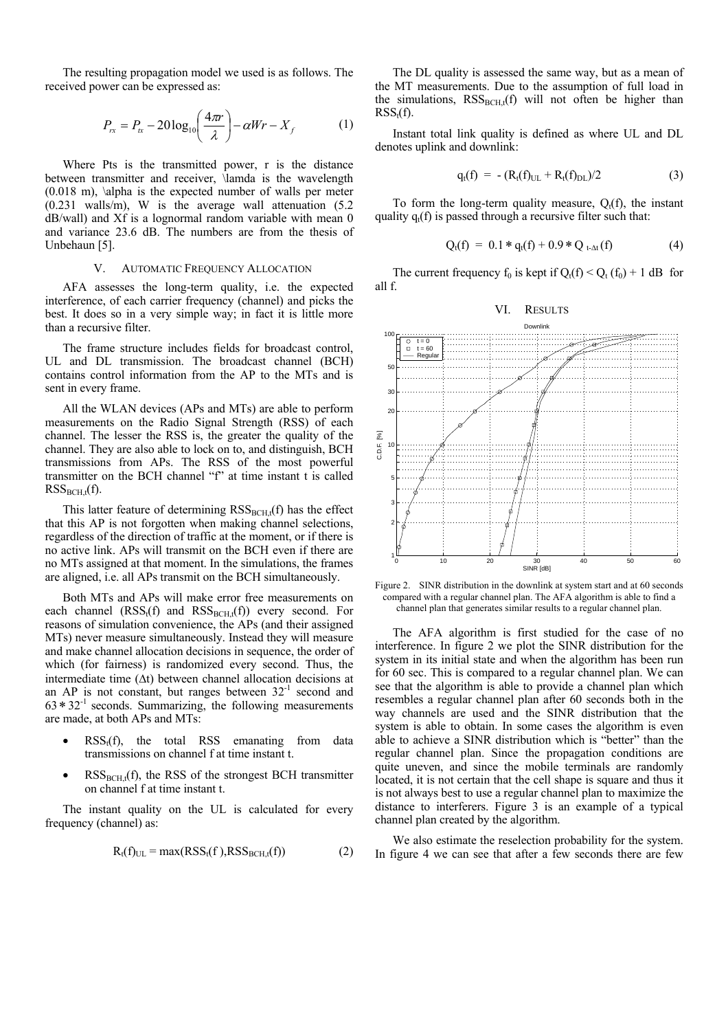The resulting propagation model we used is as follows. The received power can be expressed as:

$$P_{rx} = P_{tx} - 20\log_{10}\left(\frac{4\pi r}{\lambda}\right) - \alpha W r - X_f \quad (1)$$

Where Pts is the transmitted power, r is the distance between transmitter and receiver, \lamda is the wavelength (0.018 m), \alpha is the expected number of walls per meter (0.231 walls/m), W is the average wall attenuation (5.2 dB/wall) and Xf is a lognormal random variable with mean 0 and variance 23.6 dB. The numbers are from the thesis of Unbehaun [5].

## V. AUTOMATIC FREQUENCY ALLOCATION

AFA assesses the long-term quality, i.e. the expected interference, of each carrier frequency (channel) and picks the best. It does so in a very simple way; in fact it is little more than a recursive filter.

The frame structure includes fields for broadcast control, UL and DL transmission. The broadcast channel (BCH) contains control information from the AP to the MTs and is sent in every frame.

All the WLAN devices (APs and MTs) are able to perform measurements on the Radio Signal Strength (RSS) of each channel. The lesser the RSS is, the greater the quality of the channel. They are also able to lock on to, and distinguish, BCH transmissions from APs. The RSS of the most powerful transmitter on the BCH channel "f" at time instant t is called $RSS_{BCH,t}(f)$.

This latter feature of determining $RSS_{BCH,t}(f)$ has the effect that this AP is not forgotten when making channel selections, regardless of the direction of traffic at the moment, or if there is no active link. APs will transmit on the BCH even if there are no MTs assigned at that moment. In the simulations, the frames are aligned, i.e. all APs transmit on the BCH simultaneously.

Both MTs and APs will make error free measurements on each channel ($RSS_t(f)$ and $RSS_{BCH,t}(f)$) every second. For reasons of simulation convenience, the APs (and their assigned MTs) never measure simultaneously. Instead they will measure and make channel allocation decisions in sequence, the order of which (for fairness) is randomized every second. Thus, the intermediate time ($\Delta t$) between channel allocation decisions at an AP is not constant, but ranges between $32^{-1}$ second and $63 * 32^{-1}$ seconds. Summarizing, the following measurements are made, at both APs and MTs:

- $RSS_t(f)$, the total RSS emanating from data transmissions on channel f at time instant t.
- $RSS_{BCH,t}(f)$, the RSS of the strongest BCH transmitter on channel f at time instant t.

The instant quality on the UL is calculated for every frequency (channel) as:

$$R_t(f)_{UL} = \max(RSS_t(f), RSS_{BCH,t}(f)) \quad (2)$$

The DL quality is assessed the same way, but as a mean of the MT measurements. Due to the assumption of full load in the simulations, $RSS_{BCH,t}(f)$ will not often be higher than $RSS_t(f)$.

Instant total link quality is defined as where UL and DL denotes uplink and downlink:

$$q_t(f) = -(R_t(f)_{UL} + R_t(f)_{DL})/2 \quad (3)$$

To form the long-term quality measure, $Q_t(f)$, the instant quality $q_t(f)$ is passed through a recursive filter such that:

$$Q_t(f) = 0.1 * q_t(f) + 0.9 * Q_{t-\Delta t}(f) \quad (4)$$

The current frequency $f_0$ is kept if $Q_t(f) < Q_t(f_0) + 1$ dB for all f.

## VI. RESULTS

Figure 2. SINR distribution in the downlink at system start and at 60 seconds compared with a regular channel plan. The AFA algorithm is able to find a channel plan that generates similar results to a regular channel plan.

The AFA algorithm is first studied for the case of no interference. In figure 2 we plot the SINR distribution for the system in its initial state and when the algorithm has been run for 60 sec. This is compared to a regular channel plan. We can see that the algorithm is able to provide a channel plan which resembles a regular channel plan after 60 seconds both in the way channels are used and the SINR distribution that the system is able to obtain. In some cases the algorithm is even able to achieve a SINR distribution which is "better" than the regular channel plan. Since the propagation conditions are quite uneven, and since the mobile terminals are randomly located, it is not certain that the cell shape is square and thus it is not always best to use a regular channel plan to maximize the distance to interferers. Figure 3 is an example of a typical channel plan created by the algorithm.

We also estimate the reselection probability for the system. In figure 4 we can see that after a few seconds there are few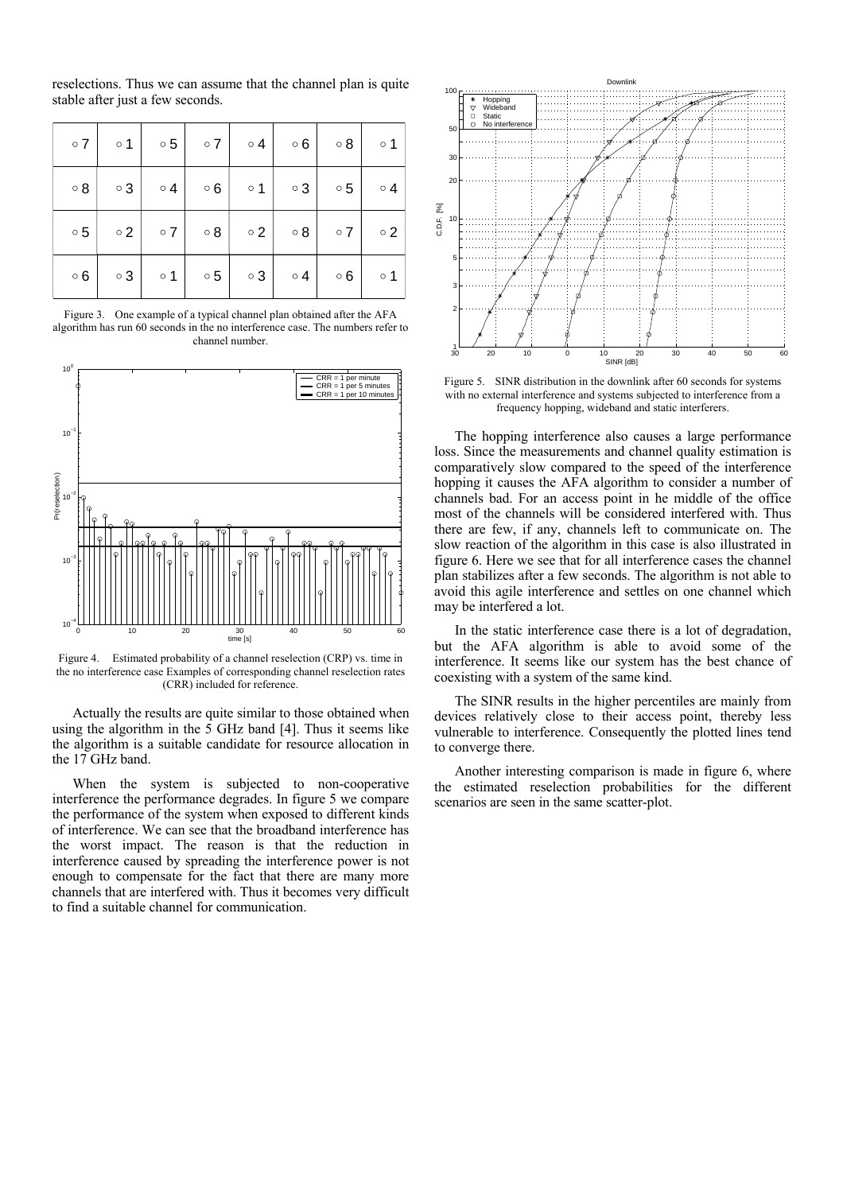reselections. Thus we can assume that the channel plan is quite stable after just a few seconds.

| ∘ 7 | ∘ 1 | ∘ 5 | ∘ 7 | ∘ 4 | ∘ 6 | ∘ 8 | ∘ 1 |
|---|---|---|---|---|---|---|---|
| ∘ 8 | ∘ 3 | ∘ 4 | ∘ 6 | ∘ 1 | ∘ 3 | ∘ 5 | ∘ 4 |
| ∘ 5 | ∘ 2 | ∘ 7 | ∘ 8 | ∘ 2 | ∘ 8 | ∘ 7 | ∘ 2 |
| ∘ 6 | ∘ 3 | ∘ 1 | ∘ 5 | ∘ 3 | ∘ 4 | ∘ 6 | ∘ 1 |

Figure 3. One example of a typical channel plan obtained after the AFA algorithm has run 60 seconds in the no interference case. The numbers refer to channel number.

Figure 4. Estimated probability of a channel reselection (CRP) vs. time in the no interference case Examples of corresponding channel reselection rates (CRR) included for reference.

Actually the results are quite similar to those obtained when using the algorithm in the 5 GHz band [4]. Thus it seems like the algorithm is a suitable candidate for resource allocation in the 17 GHz band.

When the system is subjected to non-cooperative interference the performance degrades. In figure 5 we compare the performance of the system when exposed to different kinds of interference. We can see that the broadband interference has the worst impact. The reason is that the reduction in interference caused by spreading the interference power is not enough to compensate for the fact that there are many more channels that are interfered with. Thus it becomes very difficult to find a suitable channel for communication.

Figure 5. SINR distribution in the downlink after 60 seconds for systems with no external interference and systems subjected to interference from a frequency hopping, wideband and static interferers.

The hopping interference also causes a large performance loss. Since the measurements and channel quality estimation is comparatively slow compared to the speed of the interference hopping it causes the AFA algorithm to consider a number of channels bad. For an access point in he middle of the office most of the channels will be considered interfered with. Thus there are few, if any, channels left to communicate on. The slow reaction of the algorithm in this case is also illustrated in figure 6. Here we see that for all interference cases the channel plan stabilizes after a few seconds. The algorithm is not able to avoid this agile interference and settles on one channel which may be interfered a lot.

In the static interference case there is a lot of degradation, but the AFA algorithm is able to avoid some of the interference. It seems like our system has the best chance of coexisting with a system of the same kind.

The SINR results in the higher percentiles are mainly from devices relatively close to their access point, thereby less vulnerable to interference. Consequently the plotted lines tend to converge there.

Another interesting comparison is made in figure 6, where the estimated reselection probabilities for the different scenarios are seen in the same scatter-plot.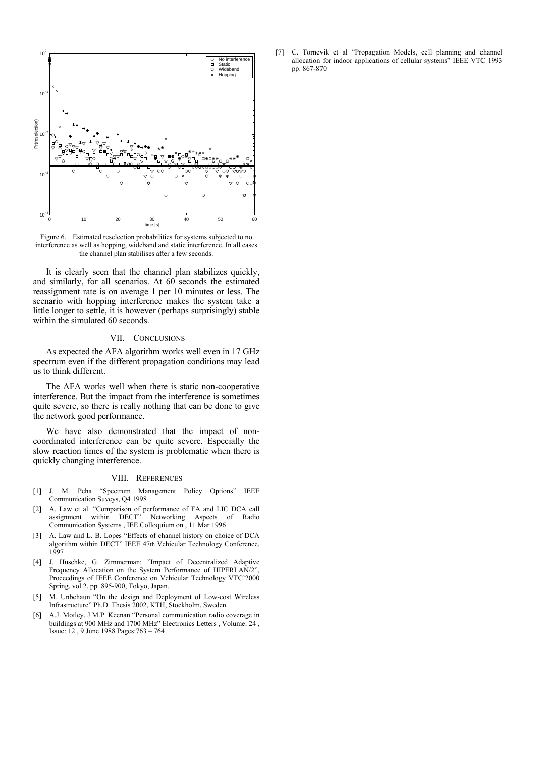$10^0$
$10^{-1}$
$10^{-2}$
$10^{-3}$
$10^{-4}$

Pr(reselection)

0 10 20 30 40 50 60

time [s]

No interference
Static
Wideband
Hopping

Figure 6. Estimated reselection probabilities for systems subjected to no interference as well as hopping, wideband and static interference. In all cases the channel plan stabilises after a few seconds.

It is clearly seen that the channel plan stabilizes quickly, and similarly, for all scenarios. At 60 seconds the estimated reassignment rate is on average 1 per 10 minutes or less. The scenario with hopping interference makes the system take a little longer to settle, it is however (perhaps surprisingly) stable within the simulated 60 seconds.

## VII. CONCLUSIONS

As expected the AFA algorithm works well even in 17 GHz spectrum even if the different propagation conditions may lead us to think different.

The AFA works well when there is static non-cooperative interference. But the impact from the interference is sometimes quite severe, so there is really nothing that can be done to give the network good performance.

We have also demonstrated that the impact of non-coordinated interference can be quite severe. Especially the slow reaction times of the system is problematic when there is quickly changing interference.

## VIII. REFERENCES

- [1] J. M. Peha "Spectrum Management Policy Options" IEEE Communication Suveys, Q4 1998
- [2] A. Law et al. "Comparison of performance of FA and LIC DCA call assignment within DECT" Networking Aspects of Radio Communication Systems , IEE Colloquium on , 11 Mar 1996
- [3] A. Law and L. B. Lopes "Effects of channel history on choice of DCA algorithm within DECT" IEEE 47th Vehicular Technology Conference, 1997
- [4] J. Huschke, G. Zimmerman: "Impact of Decentralized Adaptive Frequency Allocation on the System Performance of HIPERLAN/2", Proceedings of IEEE Conference on Vehicular Technology VTC'2000 Spring, vol.2, pp. 895-900, Tokyo, Japan.
- [5] M. Unbehaun "On the design and Deployment of Low-cost Wireless Infrastructure" Ph.D. Thesis 2002, KTH, Stockholm, Sweden
- [6] A.J. Motley, J.M.P. Keenan "Personal communication radio coverage in buildings at 900 MHz and 1700 MHz" Electronics Letters , Volume: 24 , Issue: 12 , 9 June 1988 Pages:763 – 764
- [7] C. Törnevik et al "Propagation Models, cell planning and channel allocation for indoor applications of cellular systems" IEEE VTC 1993 pp. 867-870